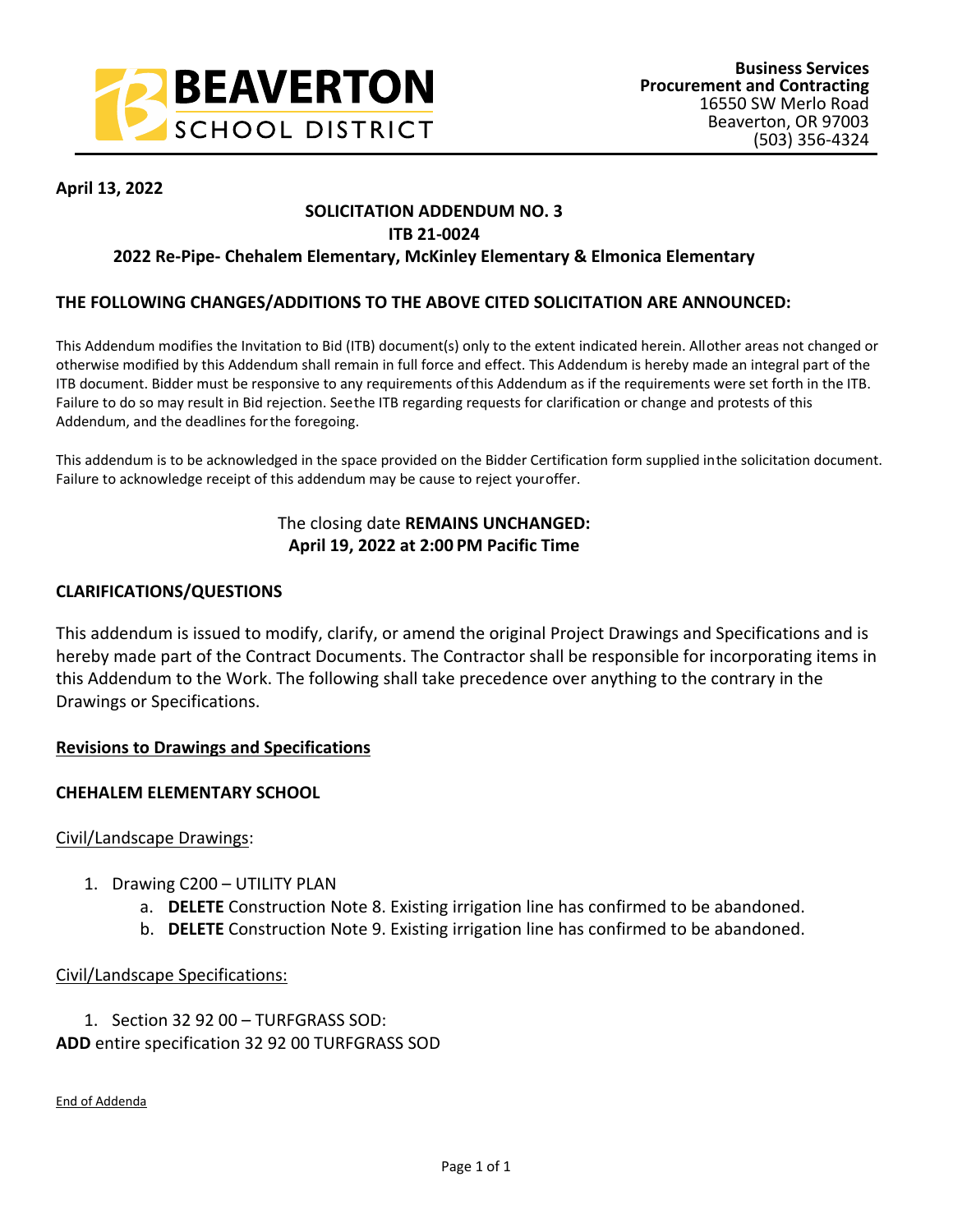**BEAVERTON SCHOOL DISTRICT**

**Business Services**
**Procurement and Contracting**
16550 SW Merlo Road
Beaverton, OR 97003
(503) 356-4324

**April 13, 2022**

**SOLICITATION ADDENDUM NO. 3**
**ITB 21-0024**
**2022 Re-Pipe- Chehalem Elementary, McKinley Elementary & Elmonica Elementary**

## THE FOLLOWING CHANGES/ADDITIONS TO THE ABOVE CITED SOLICITATION ARE ANNOUNCED:

This Addendum modifies the Invitation to Bid (ITB) document(s) only to the extent indicated herein. All other areas not changed or otherwise modified by this Addendum shall remain in full force and effect. This Addendum is hereby made an integral part of the ITB document. Bidder must be responsive to any requirements of this Addendum as if the requirements were set forth in the ITB. Failure to do so may result in Bid rejection. See the ITB regarding requests for clarification or change and protests of this Addendum, and the deadlines for the foregoing.

This addendum is to be acknowledged in the space provided on the Bidder Certification form supplied in the solicitation document. Failure to acknowledge receipt of this addendum may be cause to reject your offer.

The closing date **REMAINS UNCHANGED:**
**April 19, 2022 at 2:00 PM Pacific Time**

## CLARIFICATIONS/QUESTIONS

This addendum is issued to modify, clarify, or amend the original Project Drawings and Specifications and is hereby made part of the Contract Documents. The Contractor shall be responsible for incorporating items in this Addendum to the Work. The following shall take precedence over anything to the contrary in the Drawings or Specifications.

**Revisions to Drawings and Specifications**

**CHEHALEM ELEMENTARY SCHOOL**

Civil/Landscape Drawings:

1. Drawing C200 – UTILITY PLAN
   a. **DELETE** Construction Note 8. Existing irrigation line has confirmed to be abandoned.
   b. **DELETE** Construction Note 9. Existing irrigation line has confirmed to be abandoned.

Civil/Landscape Specifications:

1. Section 32 92 00 – TURFGRASS SOD:

**ADD** entire specification 32 92 00 TURFGRASS SOD

End of Addenda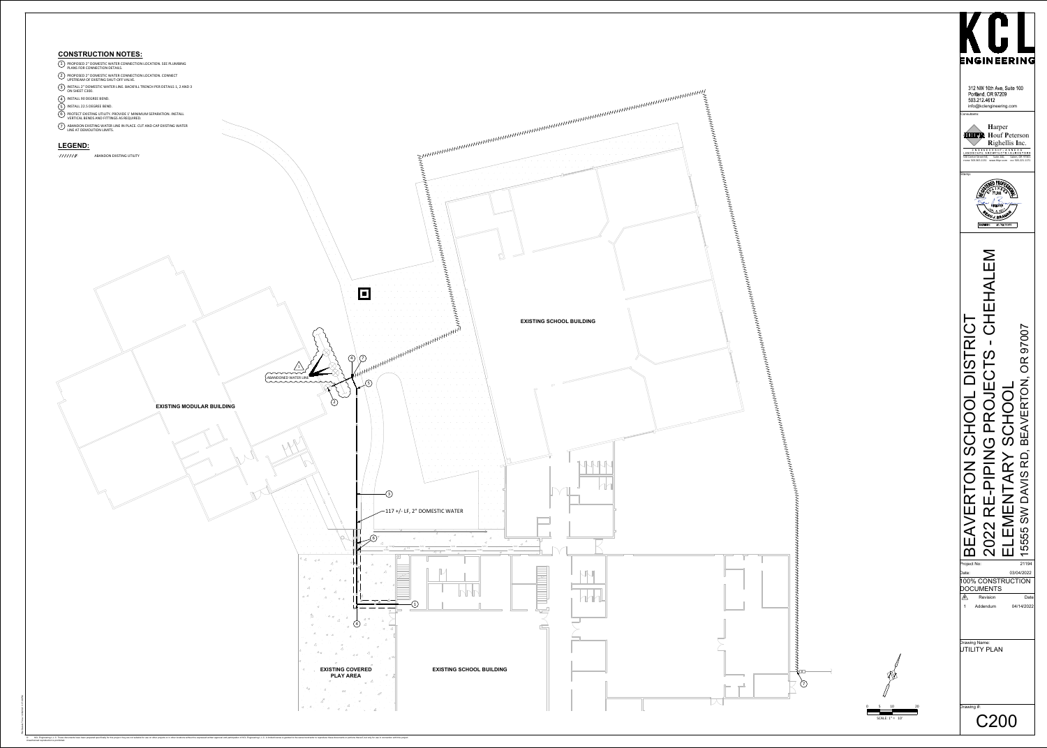## CONSTRUCTION NOTES:

1. PROPOSED 2" DOMESTIC WATER CONNECTION LOCATION. SEE PLUMBING PLANS FOR CONNECTION DETAILS.
2. PROPOSED 2" DOMESTIC WATER CONNECTION LOCATION. CONNECT UPSTREAM OF EXISTING SHUT-OFF VALVE.
3. INSTALL 2" DOMESTIC WATER LINE. BACKFILL TRENCH PER DETAILS 1, 2 AND 3 ON SHEET C300.
4. INSTALL 90 DEGREE BEND.
5. INSTALL 22.5 DEGREE BEND.
6. PROTECT EXISTING UTILITY. PROVIDE 1' MINIMUM SEPARATION. INSTALL VERTICAL BENDS AND FITTINGS AS REQUIRED.
7. ABANDON EXISTING WATER LINE IN PLACE. CUT AND CAP EXISTING WATER LINE AT DEMOLITION LIMITS.

## LEGEND:

-//////// ABANDON EXISTING UTILITY

EXISTING SCHOOL BUILDING

EXISTING MODULAR BUILDING

ABANDONED WATER LINE

117 +/- LF, 2" DOMESTIC WATER

EXISTING COVERED PLAY AREA

EXISTING SCHOOL BUILDING

0 5 10 20

SCALE: 1" = 10'

KCL ENGINEERING

312 NW 10th Ave, Suite 100
Portland, OR 97209
503.212.4612
info@kclengineering.com

Consultants:

Harper Houf Peterson Righellis Inc.

ENGINEERS ◆ PLANNERS ◆ LANDSCAPE ARCHITECTS ◆ SURVEYORS

Stamp:

# BEAVERTON SCHOOL DISTRICT
# 2022 RE-PIPING PROJECTS - CHEHALEM ELEMENTARY SCHOOL
## 15555 SW DAVIS RD, BEAVERTON, OR 97007

Project No: 21194

Date: 03/04/2022

100% CONSTRUCTION DOCUMENTS

| # | Revision | Date |
|---|---|---|
| 1 | Addendum | 04/14/2022 |

Drawing Name:
UTILITY PLAN

Drawing #:
C200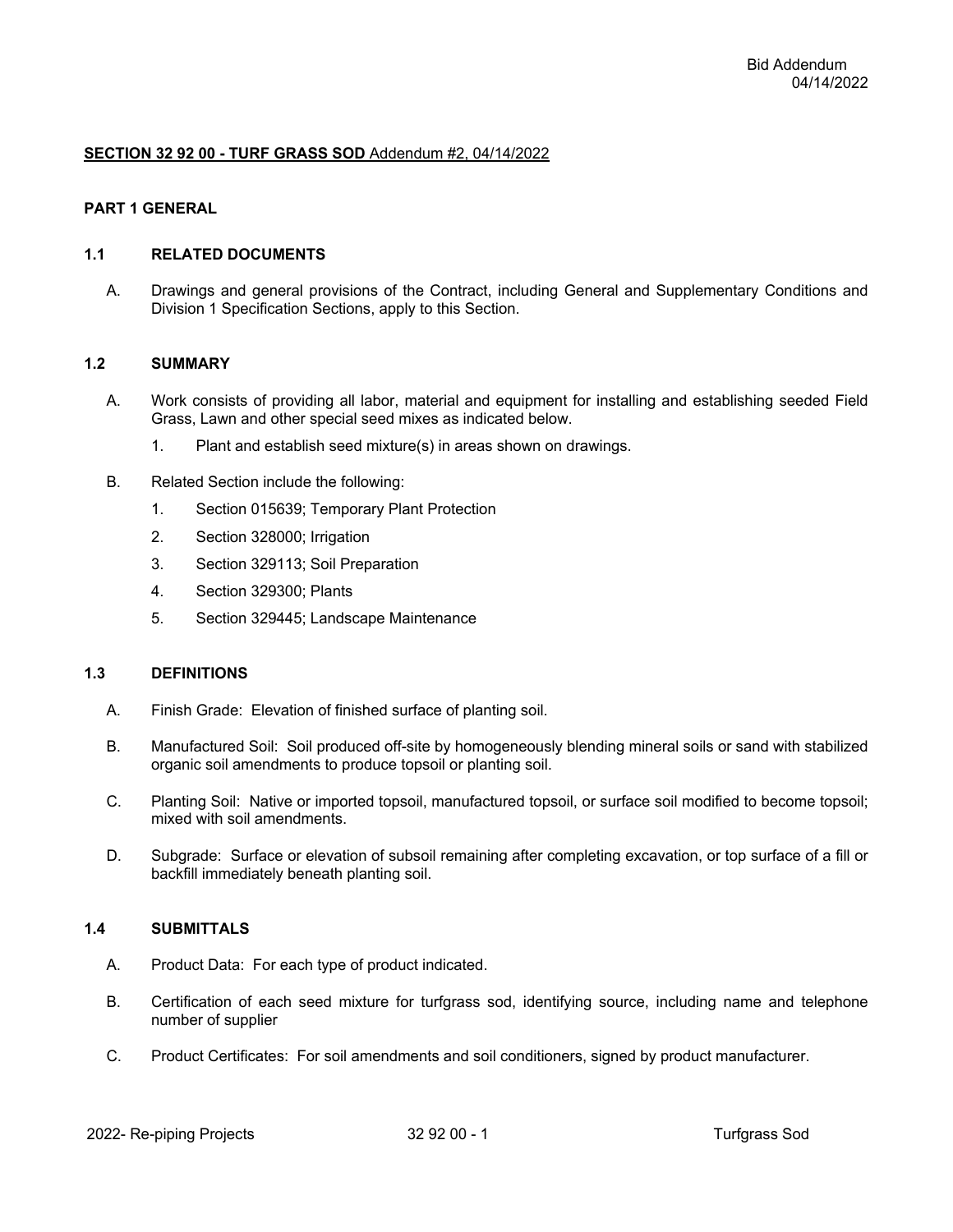## SECTION 32 92 00 - TURF GRASS SOD Addendum #2, 04/14/2022

### PART 1 GENERAL

### 1.1 RELATED DOCUMENTS

A. Drawings and general provisions of the Contract, including General and Supplementary Conditions and Division 1 Specification Sections, apply to this Section.

### 1.2 SUMMARY

A. Work consists of providing all labor, material and equipment for installing and establishing seeded Field Grass, Lawn and other special seed mixes as indicated below.

   1. Plant and establish seed mixture(s) in areas shown on drawings.

B. Related Section include the following:

   1. Section 015639; Temporary Plant Protection
   2. Section 328000; Irrigation
   3. Section 329113; Soil Preparation
   4. Section 329300; Plants
   5. Section 329445; Landscape Maintenance

### 1.3 DEFINITIONS

A. Finish Grade: Elevation of finished surface of planting soil.

B. Manufactured Soil: Soil produced off-site by homogeneously blending mineral soils or sand with stabilized organic soil amendments to produce topsoil or planting soil.

C. Planting Soil: Native or imported topsoil, manufactured topsoil, or surface soil modified to become topsoil; mixed with soil amendments.

D. Subgrade: Surface or elevation of subsoil remaining after completing excavation, or top surface of a fill or backfill immediately beneath planting soil.

### 1.4 SUBMITTALS

A. Product Data: For each type of product indicated.

B. Certification of each seed mixture for turfgrass sod, identifying source, including name and telephone number of supplier

C. Product Certificates: For soil amendments and soil conditioners, signed by product manufacturer.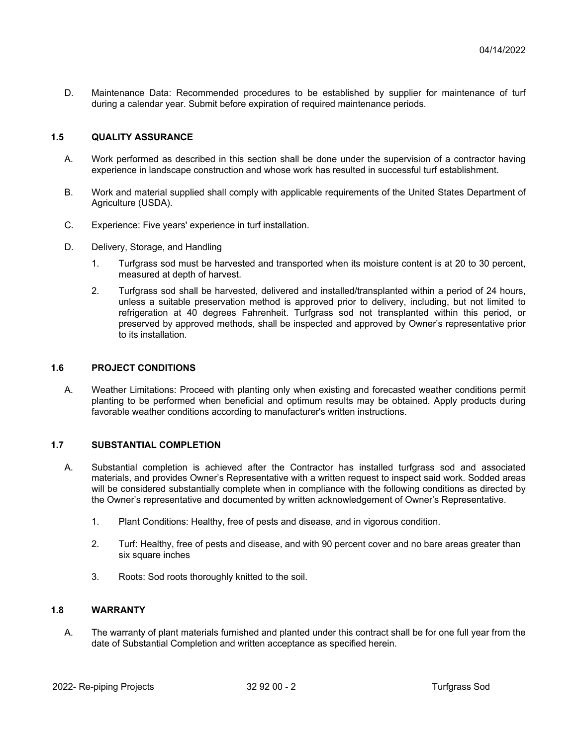D. Maintenance Data: Recommended procedures to be established by supplier for maintenance of turf during a calendar year. Submit before expiration of required maintenance periods.

## 1.5 QUALITY ASSURANCE

A. Work performed as described in this section shall be done under the supervision of a contractor having experience in landscape construction and whose work has resulted in successful turf establishment.

B. Work and material supplied shall comply with applicable requirements of the United States Department of Agriculture (USDA).

C. Experience: Five years' experience in turf installation.

D. Delivery, Storage, and Handling

1. Turfgrass sod must be harvested and transported when its moisture content is at 20 to 30 percent, measured at depth of harvest.
2. Turfgrass sod shall be harvested, delivered and installed/transplanted within a period of 24 hours, unless a suitable preservation method is approved prior to delivery, including, but not limited to refrigeration at 40 degrees Fahrenheit. Turfgrass sod not transplanted within this period, or preserved by approved methods, shall be inspected and approved by Owner's representative prior to its installation.

## 1.6 PROJECT CONDITIONS

A. Weather Limitations: Proceed with planting only when existing and forecasted weather conditions permit planting to be performed when beneficial and optimum results may be obtained. Apply products during favorable weather conditions according to manufacturer's written instructions.

## 1.7 SUBSTANTIAL COMPLETION

A. Substantial completion is achieved after the Contractor has installed turfgrass sod and associated materials, and provides Owner's Representative with a written request to inspect said work. Sodded areas will be considered substantially complete when in compliance with the following conditions as directed by the Owner's representative and documented by written acknowledgement of Owner's Representative.

1. Plant Conditions: Healthy, free of pests and disease, and in vigorous condition.
2. Turf: Healthy, free of pests and disease, and with 90 percent cover and no bare areas greater than six square inches
3. Roots: Sod roots thoroughly knitted to the soil.

## 1.8 WARRANTY

A. The warranty of plant materials furnished and planted under this contract shall be for one full year from the date of Substantial Completion and written acceptance as specified herein.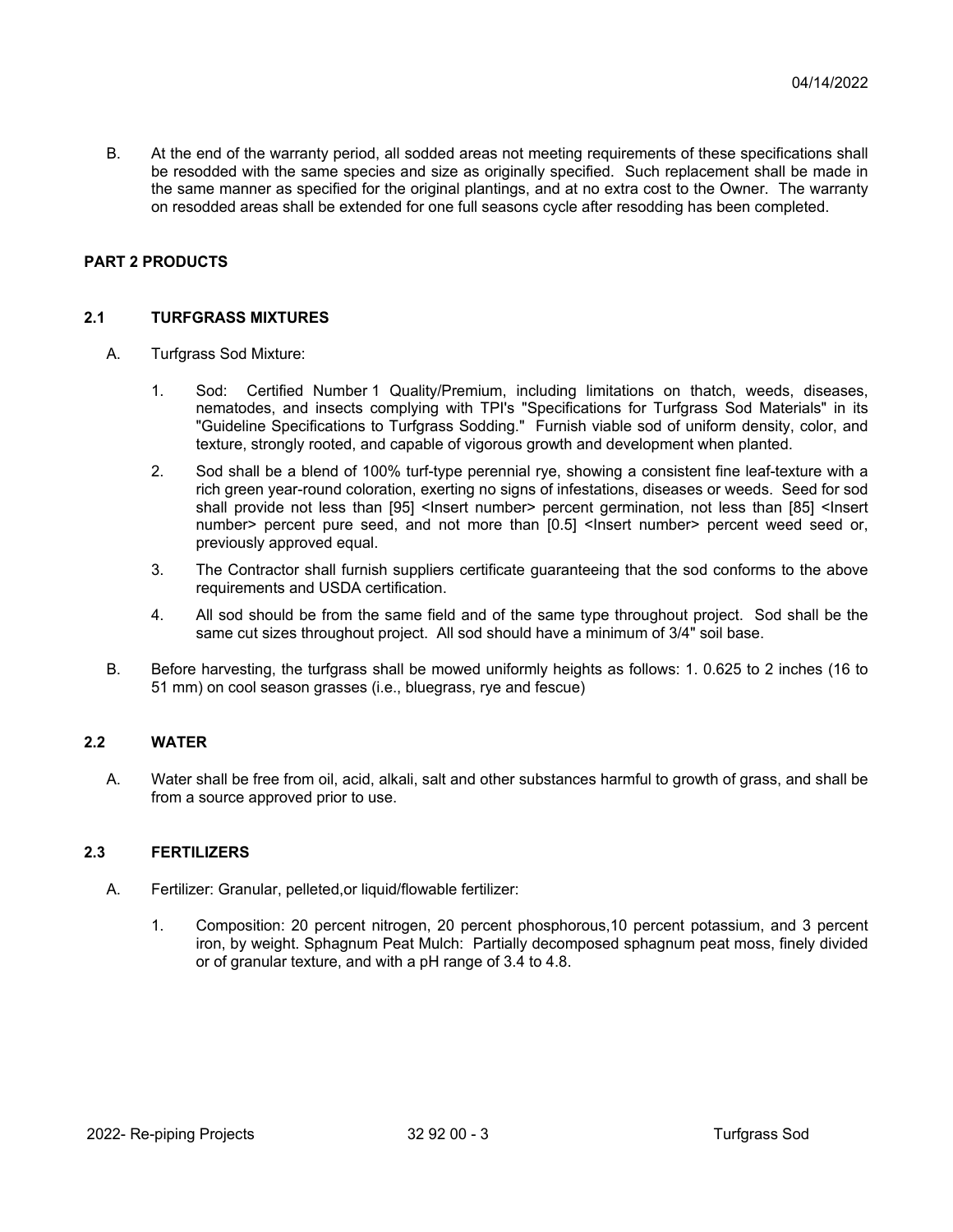B. At the end of the warranty period, all sodded areas not meeting requirements of these specifications shall be resodded with the same species and size as originally specified. Such replacement shall be made in the same manner as specified for the original plantings, and at no extra cost to the Owner. The warranty on resodded areas shall be extended for one full seasons cycle after resodding has been completed.

## PART 2 PRODUCTS

### 2.1 TURFGRASS MIXTURES

A. Turfgrass Sod Mixture:

1. Sod: Certified Number 1 Quality/Premium, including limitations on thatch, weeds, diseases, nematodes, and insects complying with TPI's "Specifications for Turfgrass Sod Materials" in its "Guideline Specifications to Turfgrass Sodding." Furnish viable sod of uniform density, color, and texture, strongly rooted, and capable of vigorous growth and development when planted.

2. Sod shall be a blend of 100% turf-type perennial rye, showing a consistent fine leaf-texture with a rich green year-round coloration, exerting no signs of infestations, diseases or weeds. Seed for sod shall provide not less than [95] <Insert number> percent germination, not less than [85] <Insert number> percent pure seed, and not more than [0.5] <Insert number> percent weed seed or, previously approved equal.

3. The Contractor shall furnish suppliers certificate guaranteeing that the sod conforms to the above requirements and USDA certification.

4. All sod should be from the same field and of the same type throughout project. Sod shall be the same cut sizes throughout project. All sod should have a minimum of 3/4" soil base.

B. Before harvesting, the turfgrass shall be mowed uniformly heights as follows: 1. 0.625 to 2 inches (16 to 51 mm) on cool season grasses (i.e., bluegrass, rye and fescue)

### 2.2 WATER

A. Water shall be free from oil, acid, alkali, salt and other substances harmful to growth of grass, and shall be from a source approved prior to use.

### 2.3 FERTILIZERS

A. Fertilizer: Granular, pelleted,or liquid/flowable fertilizer:

1. Composition: 20 percent nitrogen, 20 percent phosphorous,10 percent potassium, and 3 percent iron, by weight. Sphagnum Peat Mulch: Partially decomposed sphagnum peat moss, finely divided or of granular texture, and with a pH range of 3.4 to 4.8.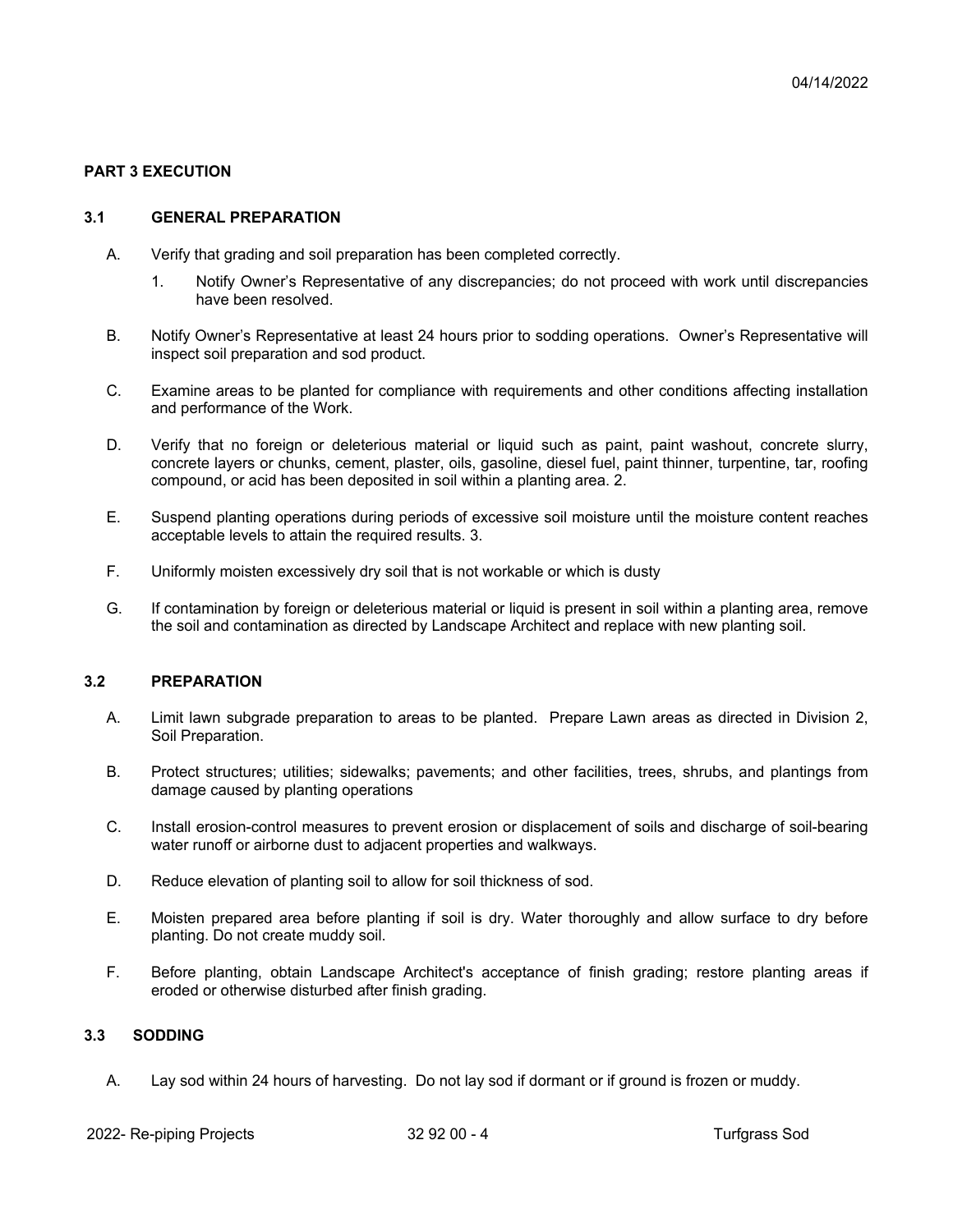## PART 3 EXECUTION

### 3.1 GENERAL PREPARATION

A. Verify that grading and soil preparation has been completed correctly.

   1. Notify Owner's Representative of any discrepancies; do not proceed with work until discrepancies have been resolved.

B. Notify Owner's Representative at least 24 hours prior to sodding operations. Owner's Representative will inspect soil preparation and sod product.

C. Examine areas to be planted for compliance with requirements and other conditions affecting installation and performance of the Work.

D. Verify that no foreign or deleterious material or liquid such as paint, paint washout, concrete slurry, concrete layers or chunks, cement, plaster, oils, gasoline, diesel fuel, paint thinner, turpentine, tar, roofing compound, or acid has been deposited in soil within a planting area. 2.

E. Suspend planting operations during periods of excessive soil moisture until the moisture content reaches acceptable levels to attain the required results. 3.

F. Uniformly moisten excessively dry soil that is not workable or which is dusty

G. If contamination by foreign or deleterious material or liquid is present in soil within a planting area, remove the soil and contamination as directed by Landscape Architect and replace with new planting soil.

### 3.2 PREPARATION

A. Limit lawn subgrade preparation to areas to be planted. Prepare Lawn areas as directed in Division 2, Soil Preparation.

B. Protect structures; utilities; sidewalks; pavements; and other facilities, trees, shrubs, and plantings from damage caused by planting operations

C. Install erosion-control measures to prevent erosion or displacement of soils and discharge of soil-bearing water runoff or airborne dust to adjacent properties and walkways.

D. Reduce elevation of planting soil to allow for soil thickness of sod.

E. Moisten prepared area before planting if soil is dry. Water thoroughly and allow surface to dry before planting. Do not create muddy soil.

F. Before planting, obtain Landscape Architect's acceptance of finish grading; restore planting areas if eroded or otherwise disturbed after finish grading.

### 3.3 SODDING

A. Lay sod within 24 hours of harvesting. Do not lay sod if dormant or if ground is frozen or muddy.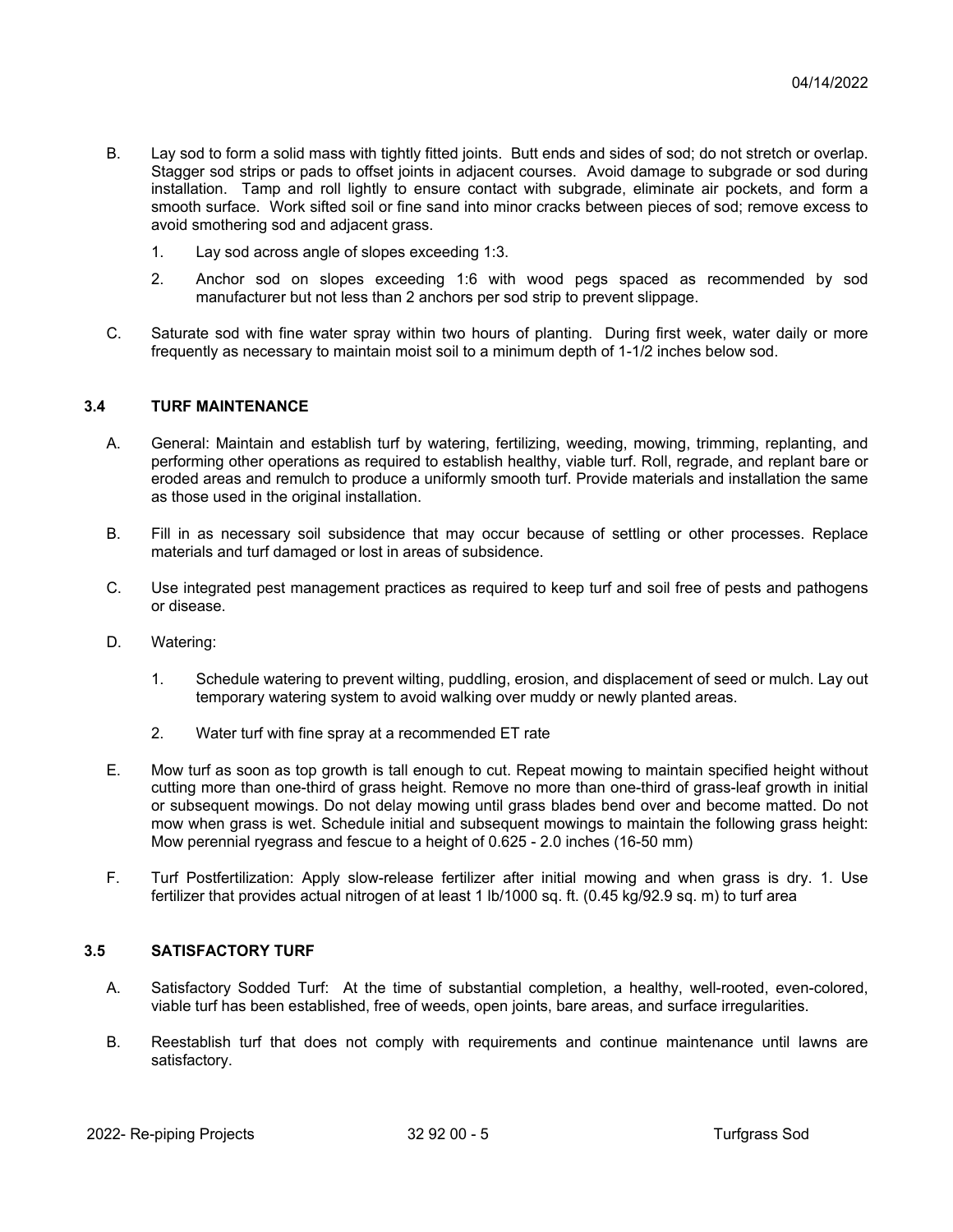B. Lay sod to form a solid mass with tightly fitted joints. Butt ends and sides of sod; do not stretch or overlap. Stagger sod strips or pads to offset joints in adjacent courses. Avoid damage to subgrade or sod during installation. Tamp and roll lightly to ensure contact with subgrade, eliminate air pockets, and form a smooth surface. Work sifted soil or fine sand into minor cracks between pieces of sod; remove excess to avoid smothering sod and adjacent grass.

   1. Lay sod across angle of slopes exceeding 1:3.

   2. Anchor sod on slopes exceeding 1:6 with wood pegs spaced as recommended by sod manufacturer but not less than 2 anchors per sod strip to prevent slippage.

C. Saturate sod with fine water spray within two hours of planting. During first week, water daily or more frequently as necessary to maintain moist soil to a minimum depth of 1-1/2 inches below sod.

## 3.4 TURF MAINTENANCE

A. General: Maintain and establish turf by watering, fertilizing, weeding, mowing, trimming, replanting, and performing other operations as required to establish healthy, viable turf. Roll, regrade, and replant bare or eroded areas and remulch to produce a uniformly smooth turf. Provide materials and installation the same as those used in the original installation.

B. Fill in as necessary soil subsidence that may occur because of settling or other processes. Replace materials and turf damaged or lost in areas of subsidence.

C. Use integrated pest management practices as required to keep turf and soil free of pests and pathogens or disease.

D. Watering:

   1. Schedule watering to prevent wilting, puddling, erosion, and displacement of seed or mulch. Lay out temporary watering system to avoid walking over muddy or newly planted areas.

   2. Water turf with fine spray at a recommended ET rate

E. Mow turf as soon as top growth is tall enough to cut. Repeat mowing to maintain specified height without cutting more than one-third of grass height. Remove no more than one-third of grass-leaf growth in initial or subsequent mowings. Do not delay mowing until grass blades bend over and become matted. Do not mow when grass is wet. Schedule initial and subsequent mowings to maintain the following grass height: Mow perennial ryegrass and fescue to a height of 0.625 - 2.0 inches (16-50 mm)

F. Turf Postfertilization: Apply slow-release fertilizer after initial mowing and when grass is dry. 1. Use fertilizer that provides actual nitrogen of at least 1 lb/1000 sq. ft. (0.45 kg/92.9 sq. m) to turf area

## 3.5 SATISFACTORY TURF

A. Satisfactory Sodded Turf: At the time of substantial completion, a healthy, well-rooted, even-colored, viable turf has been established, free of weeds, open joints, bare areas, and surface irregularities.

B. Reestablish turf that does not comply with requirements and continue maintenance until lawns are satisfactory.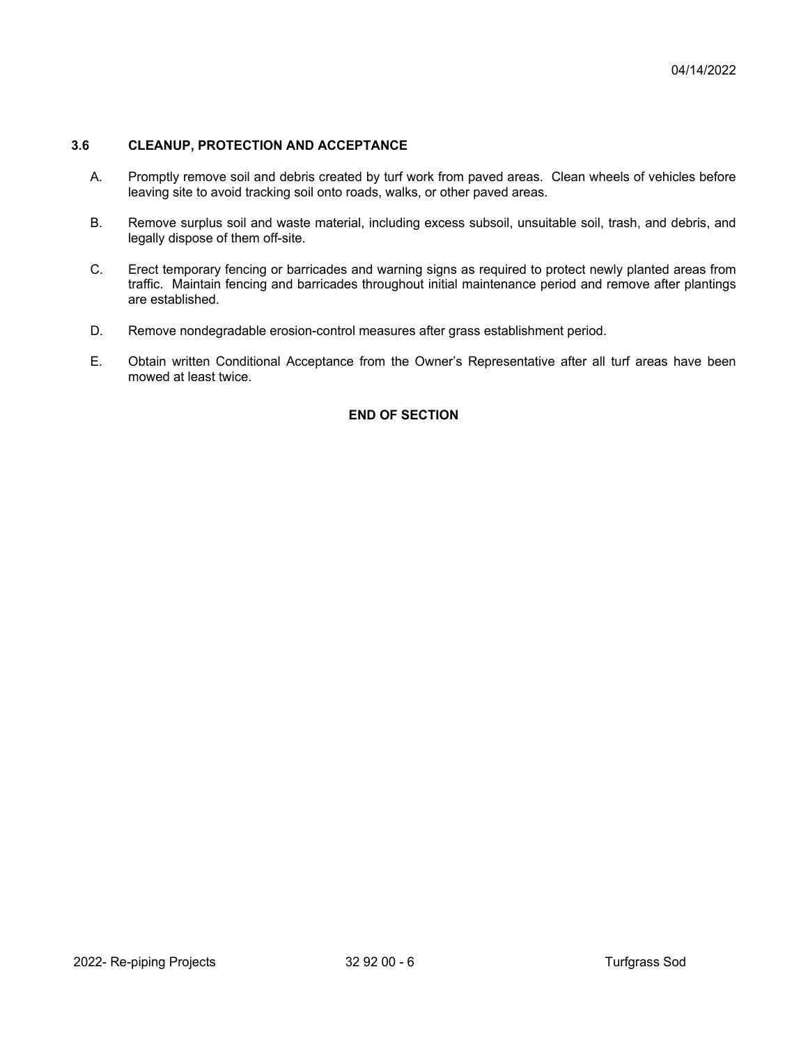### 3.6 CLEANUP, PROTECTION AND ACCEPTANCE

A. Promptly remove soil and debris created by turf work from paved areas. Clean wheels of vehicles before leaving site to avoid tracking soil onto roads, walks, or other paved areas.

B. Remove surplus soil and waste material, including excess subsoil, unsuitable soil, trash, and debris, and legally dispose of them off-site.

C. Erect temporary fencing or barricades and warning signs as required to protect newly planted areas from traffic. Maintain fencing and barricades throughout initial maintenance period and remove after plantings are established.

D. Remove nondegradable erosion-control measures after grass establishment period.

E. Obtain written Conditional Acceptance from the Owner's Representative after all turf areas have been mowed at least twice.

**END OF SECTION**